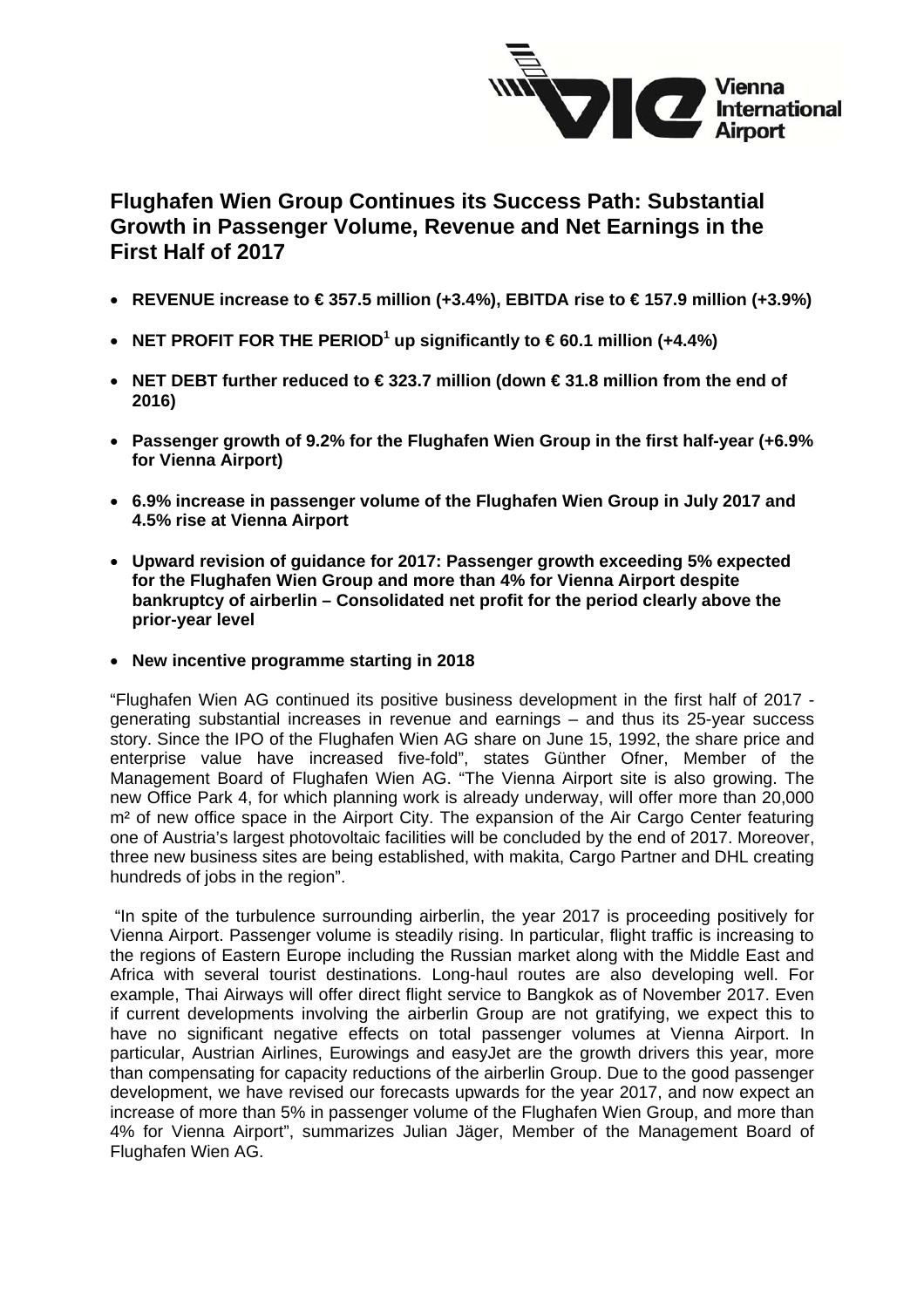# Flughafen Wien Group Continues its Success Path: Substantial Growth in Passenger Volume, Revenue and Net Earnings in the First Half of 2017

- **REVENUE increase to € 357.5 million (+3.4%), EBITDA rise to € 157.9 million (+3.9%)**
- **NET PROFIT FOR THE PERIOD[1] up significantly to € 60.1 million (+4.4%)**
- **NET DEBT further reduced to € 323.7 million (down € 31.8 million from the end of 2016)**
- **Passenger growth of 9.2% for the Flughafen Wien Group in the first half-year (+6.9% for Vienna Airport)**
- **6.9% increase in passenger volume of the Flughafen Wien Group in July 2017 and 4.5% rise at Vienna Airport**
- **Upward revision of guidance for 2017: Passenger growth exceeding 5% expected for the Flughafen Wien Group and more than 4% for Vienna Airport despite bankruptcy of airberlin – Consolidated net profit for the period clearly above the prior-year level**
- **New incentive programme starting in 2018**

"Flughafen Wien AG continued its positive business development in the first half of 2017 - generating substantial increases in revenue and earnings – and thus its 25-year success story. Since the IPO of the Flughafen Wien AG share on June 15, 1992, the share price and enterprise value have increased five-fold", states Günther Ofner, Member of the Management Board of Flughafen Wien AG. "The Vienna Airport site is also growing. The new Office Park 4, for which planning work is already underway, will offer more than 20,000 m² of new office space in the Airport City. The expansion of the Air Cargo Center featuring one of Austria's largest photovoltaic facilities will be concluded by the end of 2017. Moreover, three new business sites are being established, with makita, Cargo Partner and DHL creating hundreds of jobs in the region".

"In spite of the turbulence surrounding airberlin, the year 2017 is proceeding positively for Vienna Airport. Passenger volume is steadily rising. In particular, flight traffic is increasing to the regions of Eastern Europe including the Russian market along with the Middle East and Africa with several tourist destinations. Long-haul routes are also developing well. For example, Thai Airways will offer direct flight service to Bangkok as of November 2017. Even if current developments involving the airberlin Group are not gratifying, we expect this to have no significant negative effects on total passenger volumes at Vienna Airport. In particular, Austrian Airlines, Eurowings and easyJet are the growth drivers this year, more than compensating for capacity reductions of the airberlin Group. Due to the good passenger development, we have revised our forecasts upwards for the year 2017, and now expect an increase of more than 5% in passenger volume of the Flughafen Wien Group, and more than 4% for Vienna Airport", summarizes Julian Jäger, Member of the Management Board of Flughafen Wien AG.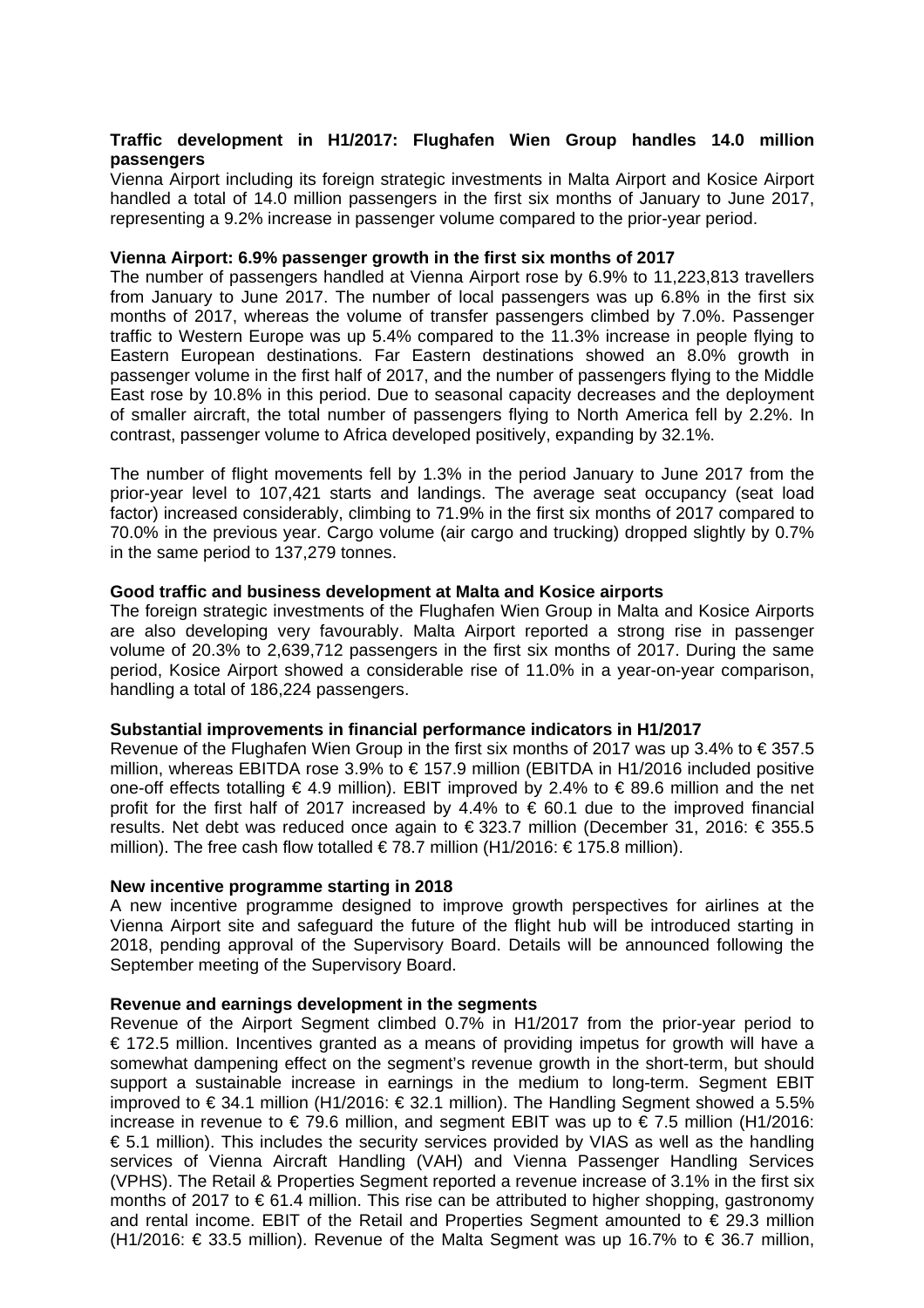**Traffic development in H1/2017: Flughafen Wien Group handles 14.0 million passengers**

Vienna Airport including its foreign strategic investments in Malta Airport and Kosice Airport handled a total of 14.0 million passengers in the first six months of January to June 2017, representing a 9.2% increase in passenger volume compared to the prior-year period.

**Vienna Airport: 6.9% passenger growth in the first six months of 2017**

The number of passengers handled at Vienna Airport rose by 6.9% to 11,223,813 travellers from January to June 2017. The number of local passengers was up 6.8% in the first six months of 2017, whereas the volume of transfer passengers climbed by 7.0%. Passenger traffic to Western Europe was up 5.4% compared to the 11.3% increase in people flying to Eastern European destinations. Far Eastern destinations showed an 8.0% growth in passenger volume in the first half of 2017, and the number of passengers flying to the Middle East rose by 10.8% in this period. Due to seasonal capacity decreases and the deployment of smaller aircraft, the total number of passengers flying to North America fell by 2.2%. In contrast, passenger volume to Africa developed positively, expanding by 32.1%.

The number of flight movements fell by 1.3% in the period January to June 2017 from the prior-year level to 107,421 starts and landings. The average seat occupancy (seat load factor) increased considerably, climbing to 71.9% in the first six months of 2017 compared to 70.0% in the previous year. Cargo volume (air cargo and trucking) dropped slightly by 0.7% in the same period to 137,279 tonnes.

**Good traffic and business development at Malta and Kosice airports**

The foreign strategic investments of the Flughafen Wien Group in Malta and Kosice Airports are also developing very favourably. Malta Airport reported a strong rise in passenger volume of 20.3% to 2,639,712 passengers in the first six months of 2017. During the same period, Kosice Airport showed a considerable rise of 11.0% in a year-on-year comparison, handling a total of 186,224 passengers.

**Substantial improvements in financial performance indicators in H1/2017**

Revenue of the Flughafen Wien Group in the first six months of 2017 was up 3.4% to € 357.5 million, whereas EBITDA rose 3.9% to € 157.9 million (EBITDA in H1/2016 included positive one-off effects totalling € 4.9 million). EBIT improved by 2.4% to € 89.6 million and the net profit for the first half of 2017 increased by 4.4% to € 60.1 due to the improved financial results. Net debt was reduced once again to € 323.7 million (December 31, 2016: € 355.5 million). The free cash flow totalled € 78.7 million (H1/2016: € 175.8 million).

**New incentive programme starting in 2018**

A new incentive programme designed to improve growth perspectives for airlines at the Vienna Airport site and safeguard the future of the flight hub will be introduced starting in 2018, pending approval of the Supervisory Board. Details will be announced following the September meeting of the Supervisory Board.

**Revenue and earnings development in the segments**

Revenue of the Airport Segment climbed 0.7% in H1/2017 from the prior-year period to € 172.5 million. Incentives granted as a means of providing impetus for growth will have a somewhat dampening effect on the segment's revenue growth in the short-term, but should support a sustainable increase in earnings in the medium to long-term. Segment EBIT improved to € 34.1 million (H1/2016: € 32.1 million). The Handling Segment showed a 5.5% increase in revenue to € 79.6 million, and segment EBIT was up to € 7.5 million (H1/2016: € 5.1 million). This includes the security services provided by VIAS as well as the handling services of Vienna Aircraft Handling (VAH) and Vienna Passenger Handling Services (VPHS). The Retail & Properties Segment reported a revenue increase of 3.1% in the first six months of 2017 to € 61.4 million. This rise can be attributed to higher shopping, gastronomy and rental income. EBIT of the Retail and Properties Segment amounted to € 29.3 million (H1/2016: € 33.5 million). Revenue of the Malta Segment was up 16.7% to € 36.7 million,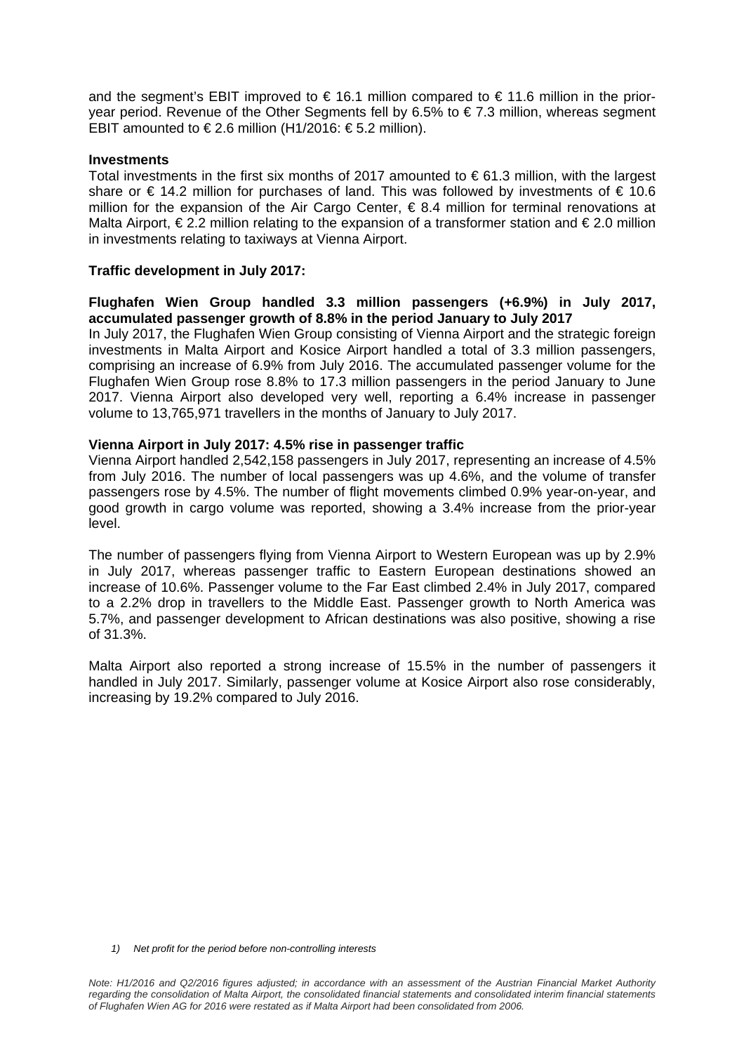and the segment's EBIT improved to € 16.1 million compared to € 11.6 million in the prior-year period. Revenue of the Other Segments fell by 6.5% to € 7.3 million, whereas segment EBIT amounted to € 2.6 million (H1/2016: € 5.2 million).

**Investments**

Total investments in the first six months of 2017 amounted to € 61.3 million, with the largest share or € 14.2 million for purchases of land. This was followed by investments of € 10.6 million for the expansion of the Air Cargo Center, € 8.4 million for terminal renovations at Malta Airport, € 2.2 million relating to the expansion of a transformer station and € 2.0 million in investments relating to taxiways at Vienna Airport.

**Traffic development in July 2017:**

**Flughafen Wien Group handled 3.3 million passengers (+6.9%) in July 2017, accumulated passenger growth of 8.8% in the period January to July 2017**

In July 2017, the Flughafen Wien Group consisting of Vienna Airport and the strategic foreign investments in Malta Airport and Kosice Airport handled a total of 3.3 million passengers, comprising an increase of 6.9% from July 2016. The accumulated passenger volume for the Flughafen Wien Group rose 8.8% to 17.3 million passengers in the period January to June 2017. Vienna Airport also developed very well, reporting a 6.4% increase in passenger volume to 13,765,971 travellers in the months of January to July 2017.

**Vienna Airport in July 2017: 4.5% rise in passenger traffic**

Vienna Airport handled 2,542,158 passengers in July 2017, representing an increase of 4.5% from July 2016. The number of local passengers was up 4.6%, and the volume of transfer passengers rose by 4.5%. The number of flight movements climbed 0.9% year-on-year, and good growth in cargo volume was reported, showing a 3.4% increase from the prior-year level.

The number of passengers flying from Vienna Airport to Western European was up by 2.9% in July 2017, whereas passenger traffic to Eastern European destinations showed an increase of 10.6%. Passenger volume to the Far East climbed 2.4% in July 2017, compared to a 2.2% drop in travellers to the Middle East. Passenger growth to North America was 5.7%, and passenger development to African destinations was also positive, showing a rise of 31.3%.

Malta Airport also reported a strong increase of 15.5% in the number of passengers it handled in July 2017. Similarly, passenger volume at Kosice Airport also rose considerably, increasing by 19.2% compared to July 2016.

*1) Net profit for the period before non-controlling interests*

*Note: H1/2016 and Q2/2016 figures adjusted; in accordance with an assessment of the Austrian Financial Market Authority regarding the consolidation of Malta Airport, the consolidated financial statements and consolidated interim financial statements of Flughafen Wien AG for 2016 were restated as if Malta Airport had been consolidated from 2006.*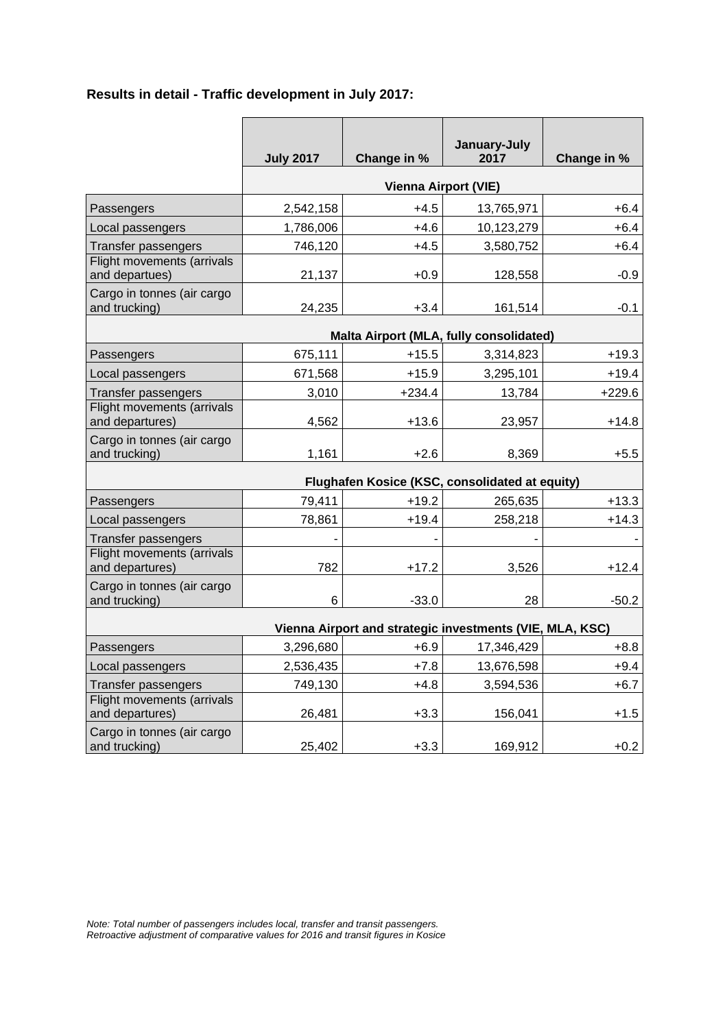**Results in detail - Traffic development in July 2017:**

| | July 2017 | Change in % | January-July 2017 | Change in % |
|---|---|---|---|---|
| | **Vienna Airport (VIE)** | | | |
| Passengers | 2,542,158 | +4.5 | 13,765,971 | +6.4 |
| Local passengers | 1,786,006 | +4.6 | 10,123,279 | +6.4 |
| Transfer passengers | 746,120 | +4.5 | 3,580,752 | +6.4 |
| Flight movements (arrivals and departues) | 21,137 | +0.9 | 128,558 | -0.9 |
| Cargo in tonnes (air cargo and trucking) | 24,235 | +3.4 | 161,514 | -0.1 |
| **Malta Airport (MLA, fully consolidated)** | | | | |
| Passengers | 675,111 | +15.5 | 3,314,823 | +19.3 |
| Local passengers | 671,568 | +15.9 | 3,295,101 | +19.4 |
| Transfer passengers | 3,010 | +234.4 | 13,784 | +229.6 |
| Flight movements (arrivals and departures) | 4,562 | +13.6 | 23,957 | +14.8 |
| Cargo in tonnes (air cargo and trucking) | 1,161 | +2.6 | 8,369 | +5.5 |
| **Flughafen Kosice (KSC, consolidated at equity)** | | | | |
| Passengers | 79,411 | +19.2 | 265,635 | +13.3 |
| Local passengers | 78,861 | +19.4 | 258,218 | +14.3 |
| Transfer passengers | - | - | - | - |
| Flight movements (arrivals and departures) | 782 | +17.2 | 3,526 | +12.4 |
| Cargo in tonnes (air cargo and trucking) | 6 | -33.0 | 28 | -50.2 |
| **Vienna Airport and strategic investments (VIE, MLA, KSC)** | | | | |
| Passengers | 3,296,680 | +6.9 | 17,346,429 | +8.8 |
| Local passengers | 2,536,435 | +7.8 | 13,676,598 | +9.4 |
| Transfer passengers | 749,130 | +4.8 | 3,594,536 | +6.7 |
| Flight movements (arrivals and departures) | 26,481 | +3.3 | 156,041 | +1.5 |
| Cargo in tonnes (air cargo and trucking) | 25,402 | +3.3 | 169,912 | +0.2 |

*Note: Total number of passengers includes local, transfer and transit passengers.*
*Retroactive adjustment of comparative values for 2016 and transit figures in Kosice*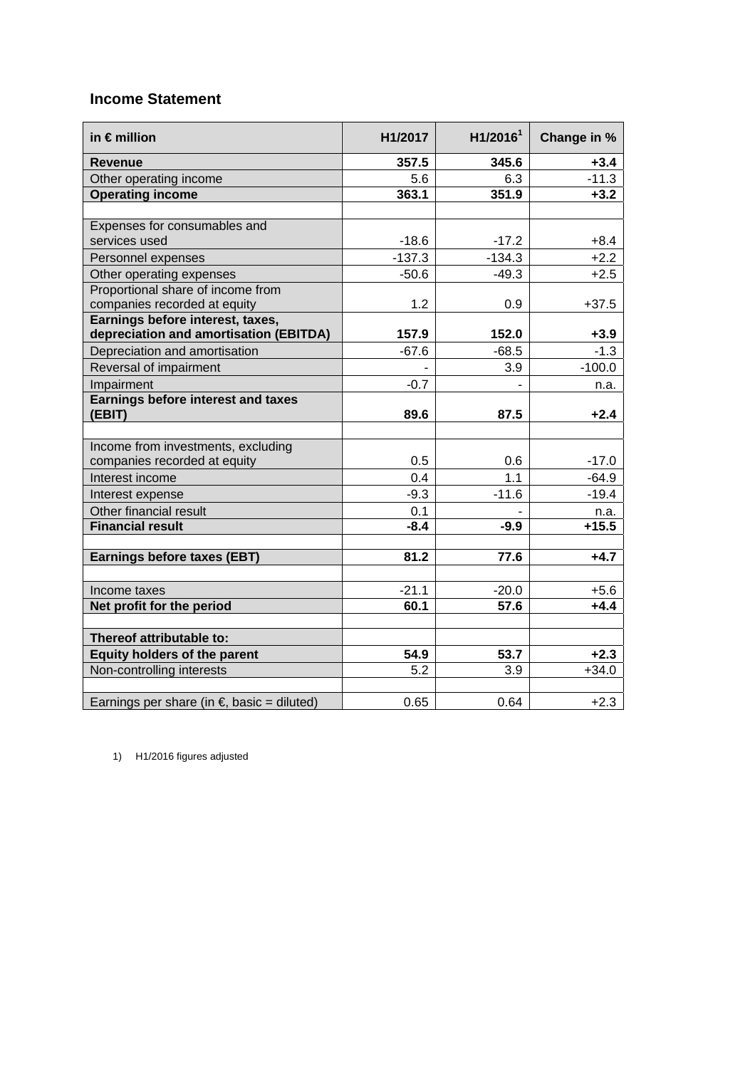## Income Statement

| in € million | H1/2017 | H1/2016[1] | Change in % |
|---|---|---|---|
| **Revenue** | **357.5** | **345.6** | **+3.4** |
| Other operating income | 5.6 | 6.3 | -11.3 |
| **Operating income** | **363.1** | **351.9** | **+3.2** |
| | | | |
| Expenses for consumables and services used | -18.6 | -17.2 | +8.4 |
| Personnel expenses | -137.3 | -134.3 | +2.2 |
| Other operating expenses | -50.6 | -49.3 | +2.5 |
| Proportional share of income from companies recorded at equity | 1.2 | 0.9 | +37.5 |
| **Earnings before interest, taxes, depreciation and amortisation (EBITDA)** | **157.9** | **152.0** | **+3.9** |
| Depreciation and amortisation | -67.6 | -68.5 | -1.3 |
| Reversal of impairment | - | 3.9 | -100.0 |
| Impairment | -0.7 | - | n.a. |
| **Earnings before interest and taxes (EBIT)** | **89.6** | **87.5** | **+2.4** |
| | | | |
| Income from investments, excluding companies recorded at equity | 0.5 | 0.6 | -17.0 |
| Interest income | 0.4 | 1.1 | -64.9 |
| Interest expense | -9.3 | -11.6 | -19.4 |
| Other financial result | 0.1 | - | n.a. |
| **Financial result** | **-8.4** | **-9.9** | **+15.5** |
| | | | |
| **Earnings before taxes (EBT)** | **81.2** | **77.6** | **+4.7** |
| | | | |
| Income taxes | -21.1 | -20.0 | +5.6 |
| **Net profit for the period** | **60.1** | **57.6** | **+4.4** |
| | | | |
| **Thereof attributable to:** | | | |
| **Equity holders of the parent** | **54.9** | **53.7** | **+2.3** |
| Non-controlling interests | 5.2 | 3.9 | +34.0 |
| | | | |
| Earnings per share (in €, basic = diluted) | 0.65 | 0.64 | +2.3 |

1) H1/2016 figures adjusted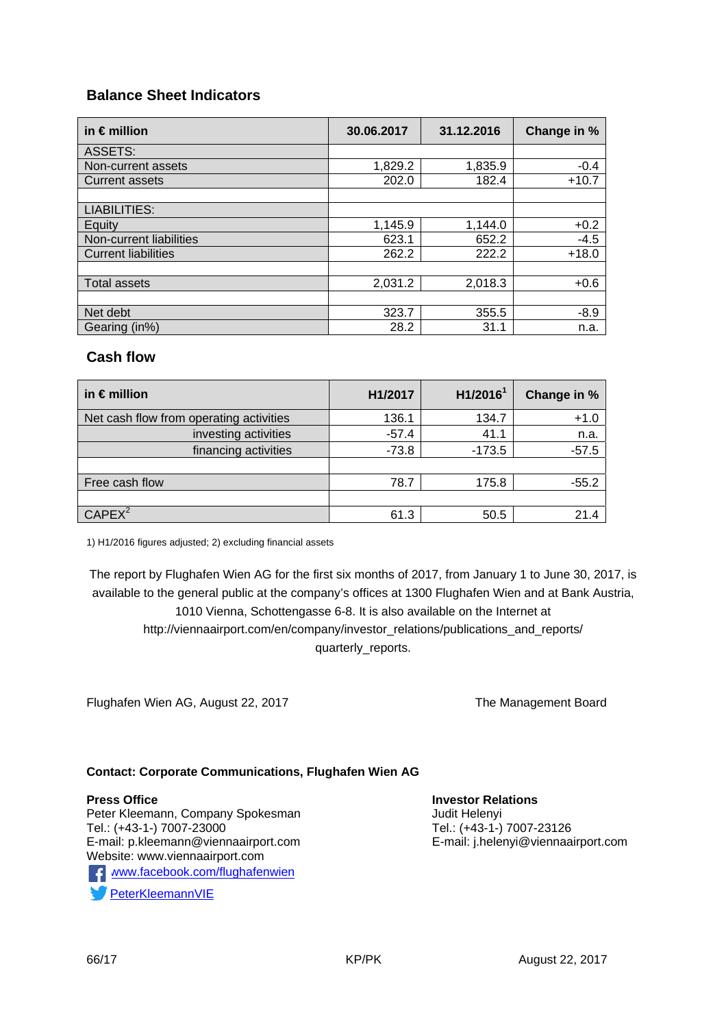## Balance Sheet Indicators

| in € million | 30.06.2017 | 31.12.2016 | Change in % |
|---|---|---|---|
| ASSETS: | | | |
| Non-current assets | 1,829.2 | 1,835.9 | -0.4 |
| Current assets | 202.0 | 182.4 | +10.7 |
| | | | |
| LIABILITIES: | | | |
| Equity | 1,145.9 | 1,144.0 | +0.2 |
| Non-current liabilities | 623.1 | 652.2 | -4.5 |
| Current liabilities | 262.2 | 222.2 | +18.0 |
| | | | |
| Total assets | 2,031.2 | 2,018.3 | +0.6 |
| | | | |
| Net debt | 323.7 | 355.5 | -8.9 |
| Gearing (in%) | 28.2 | 31.1 | n.a. |

## Cash flow

| in € million | H1/2017 | H1/2016[1] | Change in % |
|---|---|---|---|
| Net cash flow from operating activities | 136.1 | 134.7 | +1.0 |
| investing activities | -57.4 | 41.1 | n.a. |
| financing activities | -73.8 | -173.5 | -57.5 |
| | | | |
| Free cash flow | 78.7 | 175.8 | -55.2 |
| | | | |
| CAPEX[2] | 61.3 | 50.5 | 21.4 |

1) H1/2016 figures adjusted; 2) excluding financial assets

The report by Flughafen Wien AG for the first six months of 2017, from January 1 to June 30, 2017, is available to the general public at the company's offices at 1300 Flughafen Wien and at Bank Austria, 1010 Vienna, Schottengasse 6-8. It is also available on the Internet at http://viennaairport.com/en/company/investor_relations/publications_and_reports/quarterly_reports.

Flughafen Wien AG, August 22, 2017

The Management Board

**Contact: Corporate Communications, Flughafen Wien AG**

**Press Office**
Peter Kleemann, Company Spokesman
Tel.: (+43-1-) 7007-23000
E-mail: p.kleemann@viennaairport.com
Website: www.viennaairport.com
www.facebook.com/flughafenwien
PeterKleemannVIE

**Investor Relations**
Judit Helenyi
Tel.: (+43-1-) 7007-23126
E-mail: j.helenyi@viennaairport.com

66/17 KP/PK August 22, 2017